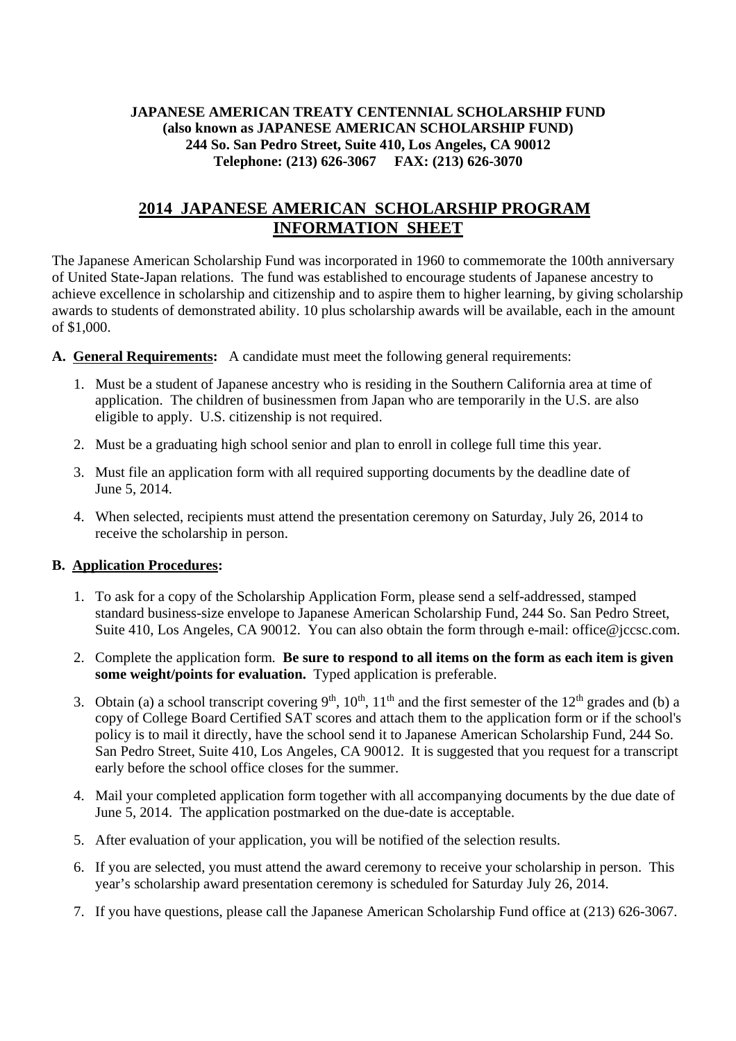**JAPANESE AMERICAN TREATY CENTENNIAL SCHOLARSHIP FUND**
**(also known as JAPANESE AMERICAN SCHOLARSHIP FUND)**
**244 So. San Pedro Street, Suite 410, Los Angeles, CA 90012**
**Telephone: (213) 626-3067 FAX: (213) 626-3070**

# 2014 JAPANESE AMERICAN SCHOLARSHIP PROGRAM INFORMATION SHEET

The Japanese American Scholarship Fund was incorporated in 1960 to commemorate the 100th anniversary of United State-Japan relations. The fund was established to encourage students of Japanese ancestry to achieve excellence in scholarship and citizenship and to aspire them to higher learning, by giving scholarship awards to students of demonstrated ability. 10 plus scholarship awards will be available, each in the amount of $1,000.

**A. General Requirements:** A candidate must meet the following general requirements:

1. Must be a student of Japanese ancestry who is residing in the Southern California area at time of application. The children of businessmen from Japan who are temporarily in the U.S. are also eligible to apply. U.S. citizenship is not required.
2. Must be a graduating high school senior and plan to enroll in college full time this year.
3. Must file an application form with all required supporting documents by the deadline date of June 5, 2014.
4. When selected, recipients must attend the presentation ceremony on Saturday, July 26, 2014 to receive the scholarship in person.

**B. Application Procedures:**

1. To ask for a copy of the Scholarship Application Form, please send a self-addressed, stamped standard business-size envelope to Japanese American Scholarship Fund, 244 So. San Pedro Street, Suite 410, Los Angeles, CA 90012. You can also obtain the form through e-mail: office@jccsc.com.
2. Complete the application form. **Be sure to respond to all items on the form as each item is given some weight/points for evaluation.** Typed application is preferable.
3. Obtain (a) a school transcript covering 9th, 10th, 11th and the first semester of the 12th grades and (b) a copy of College Board Certified SAT scores and attach them to the application form or if the school's policy is to mail it directly, have the school send it to Japanese American Scholarship Fund, 244 So. San Pedro Street, Suite 410, Los Angeles, CA 90012. It is suggested that you request for a transcript early before the school office closes for the summer.
4. Mail your completed application form together with all accompanying documents by the due date of June 5, 2014. The application postmarked on the due-date is acceptable.
5. After evaluation of your application, you will be notified of the selection results.
6. If you are selected, you must attend the award ceremony to receive your scholarship in person. This year's scholarship award presentation ceremony is scheduled for Saturday July 26, 2014.
7. If you have questions, please call the Japanese American Scholarship Fund office at (213) 626-3067.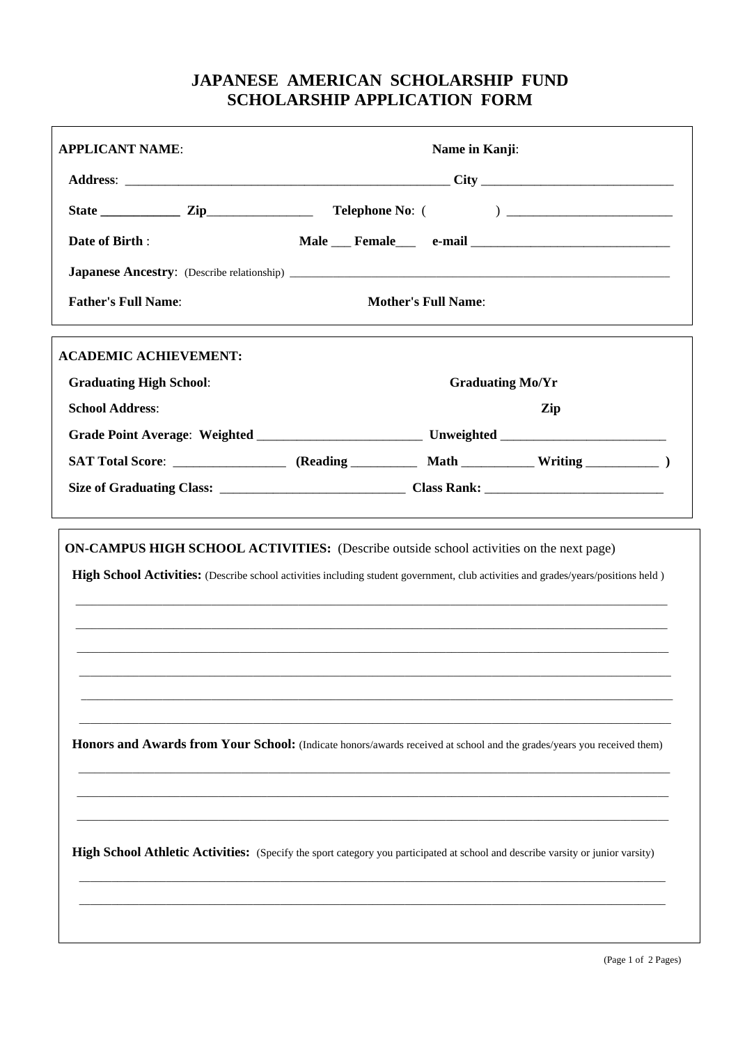# JAPANESE AMERICAN SCHOLARSHIP FUND
# SCHOLARSHIP APPLICATION FORM

**APPLICANT NAME**: **Name in Kanji**:

**Address**: __________________________________________________ **City** ______________________________

**State** ____________ **Zip**________________ **Telephone No**: ( ) __________________________

**Date of Birth** : **Male** ___ **Female**___ **e-mail** _______________________________

**Japanese Ancestry**: (Describe relationship) _________________________________________________________________

**Father's Full Name**: **Mother's Full Name**:

**ACADEMIC ACHIEVEMENT:**

**Graduating High School**: **Graduating Mo/Yr**

**School Address**: **Zip**

**Grade Point Average**: **Weighted** _________________________ **Unweighted** _________________________

**SAT Total Score**: _________________ **(Reading** __________ **Math** ___________ **Writing** ___________ **)**

**Size of Graduating Class:** ____________________________ **Class Rank:** ___________________________

**ON-CAMPUS HIGH SCHOOL ACTIVITIES:** (Describe outside school activities on the next page)

**High School Activities:** (Describe school activities including student government, club activities and grades/years/positions held )

_____________________________________________________________________________________________

_____________________________________________________________________________________________

_____________________________________________________________________________________________

_____________________________________________________________________________________________

_____________________________________________________________________________________________

_____________________________________________________________________________________________

**Honors and Awards from Your School:** (Indicate honors/awards received at school and the grades/years you received them)

_____________________________________________________________________________________________

_____________________________________________________________________________________________

_____________________________________________________________________________________________

**High School Athletic Activities:** (Specify the sport category you participated at school and describe varsity or junior varsity)

_____________________________________________________________________________________________

_____________________________________________________________________________________________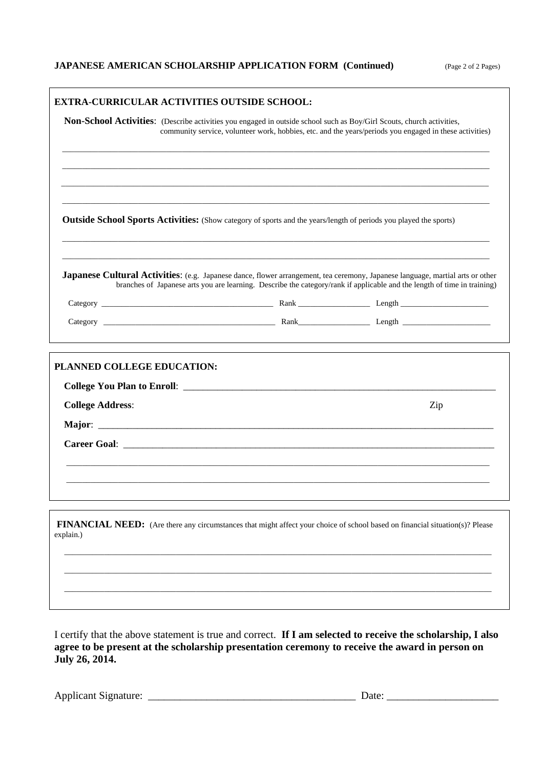## JAPANESE AMERICAN SCHOLARSHIP APPLICATION FORM (Continued)

### EXTRA-CURRICULAR ACTIVITIES OUTSIDE SCHOOL:

**Non-School Activities**: (Describe activities you engaged in outside school such as Boy/Girl Scouts, church activities, community service, volunteer work, hobbies, etc. and the years/periods you engaged in these activities)

\_\_\_\_\_\_\_\_\_\_\_\_\_\_\_\_\_\_\_\_\_\_\_\_\_\_\_\_\_\_\_\_\_\_\_\_\_\_\_\_\_\_\_\_\_\_\_\_\_\_\_\_\_\_\_\_\_\_\_\_

\_\_\_\_\_\_\_\_\_\_\_\_\_\_\_\_\_\_\_\_\_\_\_\_\_\_\_\_\_\_\_\_\_\_\_\_\_\_\_\_\_\_\_\_\_\_\_\_\_\_\_\_\_\_\_\_\_\_\_\_

\_\_\_\_\_\_\_\_\_\_\_\_\_\_\_\_\_\_\_\_\_\_\_\_\_\_\_\_\_\_\_\_\_\_\_\_\_\_\_\_\_\_\_\_\_\_\_\_\_\_\_\_\_\_\_\_\_\_\_\_

\_\_\_\_\_\_\_\_\_\_\_\_\_\_\_\_\_\_\_\_\_\_\_\_\_\_\_\_\_\_\_\_\_\_\_\_\_\_\_\_\_\_\_\_\_\_\_\_\_\_\_\_\_\_\_\_\_\_\_\_

**Outside School Sports Activities:** (Show category of sports and the years/length of periods you played the sports)

\_\_\_\_\_\_\_\_\_\_\_\_\_\_\_\_\_\_\_\_\_\_\_\_\_\_\_\_\_\_\_\_\_\_\_\_\_\_\_\_\_\_\_\_\_\_\_\_\_\_\_\_\_\_\_\_\_\_\_\_

\_\_\_\_\_\_\_\_\_\_\_\_\_\_\_\_\_\_\_\_\_\_\_\_\_\_\_\_\_\_\_\_\_\_\_\_\_\_\_\_\_\_\_\_\_\_\_\_\_\_\_\_\_\_\_\_\_\_\_\_

**Japanese Cultural Activities**: (e.g. Japanese dance, flower arrangement, tea ceremony, Japanese language, martial arts or other branches of Japanese arts you are learning. Describe the category/rank if applicable and the length of time in training)

Category \_\_\_\_\_\_\_\_\_\_\_\_\_\_\_\_\_\_\_\_\_\_\_\_\_\_\_\_ Rank \_\_\_\_\_\_\_\_\_\_\_\_ Length \_\_\_\_\_\_\_\_\_\_\_\_\_\_\_

Category \_\_\_\_\_\_\_\_\_\_\_\_\_\_\_\_\_\_\_\_\_\_\_\_\_\_\_\_ Rank \_\_\_\_\_\_\_\_\_\_\_\_ Length \_\_\_\_\_\_\_\_\_\_\_\_\_\_\_

### PLANNED COLLEGE EDUCATION:

**College You Plan to Enroll**: \_\_\_\_\_\_\_\_\_\_\_\_\_\_\_\_\_\_\_\_\_\_\_\_\_\_\_\_\_\_\_\_\_\_\_\_\_\_\_\_\_\_\_\_\_\_

**College Address**: Zip

**Major**: \_\_\_\_\_\_\_\_\_\_\_\_\_\_\_\_\_\_\_\_\_\_\_\_\_\_\_\_\_\_\_\_\_\_\_\_\_\_\_\_\_\_\_\_\_\_\_\_\_\_\_\_\_\_\_\_

**Career Goal**: \_\_\_\_\_\_\_\_\_\_\_\_\_\_\_\_\_\_\_\_\_\_\_\_\_\_\_\_\_\_\_\_\_\_\_\_\_\_\_\_\_\_\_\_\_\_\_\_\_\_\_\_

\_\_\_\_\_\_\_\_\_\_\_\_\_\_\_\_\_\_\_\_\_\_\_\_\_\_\_\_\_\_\_\_\_\_\_\_\_\_\_\_\_\_\_\_\_\_\_\_\_\_\_\_\_\_\_\_\_\_\_\_

\_\_\_\_\_\_\_\_\_\_\_\_\_\_\_\_\_\_\_\_\_\_\_\_\_\_\_\_\_\_\_\_\_\_\_\_\_\_\_\_\_\_\_\_\_\_\_\_\_\_\_\_\_\_\_\_\_\_\_\_

**FINANCIAL NEED:** (Are there any circumstances that might affect your choice of school based on financial situation(s)? Please explain.)

\_\_\_\_\_\_\_\_\_\_\_\_\_\_\_\_\_\_\_\_\_\_\_\_\_\_\_\_\_\_\_\_\_\_\_\_\_\_\_\_\_\_\_\_\_\_\_\_\_\_\_\_\_\_\_\_\_\_\_\_

\_\_\_\_\_\_\_\_\_\_\_\_\_\_\_\_\_\_\_\_\_\_\_\_\_\_\_\_\_\_\_\_\_\_\_\_\_\_\_\_\_\_\_\_\_\_\_\_\_\_\_\_\_\_\_\_\_\_\_\_

\_\_\_\_\_\_\_\_\_\_\_\_\_\_\_\_\_\_\_\_\_\_\_\_\_\_\_\_\_\_\_\_\_\_\_\_\_\_\_\_\_\_\_\_\_\_\_\_\_\_\_\_\_\_\_\_\_\_\_\_

I certify that the above statement is true and correct. **If I am selected to receive the scholarship, I also agree to be present at the scholarship presentation ceremony to receive the award in person on July 26, 2014.**

Applicant Signature: \_\_\_\_\_\_\_\_\_\_\_\_\_\_\_\_\_\_\_\_\_\_\_\_\_\_\_\_\_\_\_\_ Date: \_\_\_\_\_\_\_\_\_\_\_\_\_\_\_\_\_